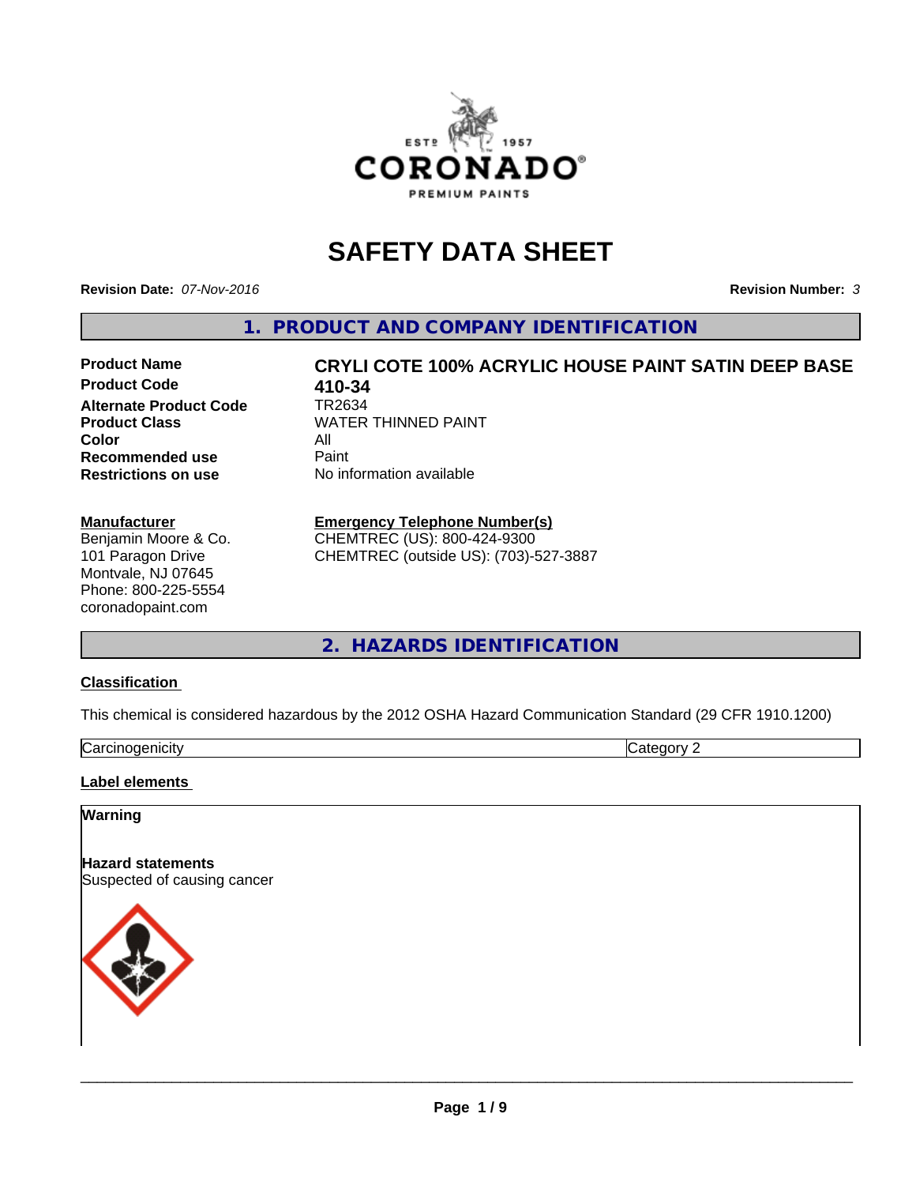# SAFETY DATA SHEET

**Revision Date:** *07-Nov-2016* **Revision Number:** *3*

## 1. PRODUCT AND COMPANY IDENTIFICATION

| | |
|---|---|
| **Product Name** | **CRYLI COTE 100% ACRYLIC HOUSE PAINT SATIN DEEP BASE** |
| **Product Code** | **410-34** |
| **Alternate Product Code** | TR2634 |
| **Product Class** | WATER THINNED PAINT |
| **Color** | All |
| **Recommended use** | Paint |
| **Restrictions on use** | No information available |

**Manufacturer**
Benjamin Moore & Co.
101 Paragon Drive
Montvale, NJ 07645
Phone: 800-225-5554
coronadopaint.com

**Emergency Telephone Number(s)**
CHEMTREC (US): 800-424-9300
CHEMTREC (outside US): (703)-527-3887

## 2. HAZARDS IDENTIFICATION

### Classification

This chemical is considered hazardous by the 2012 OSHA Hazard Communication Standard (29 CFR 1910.1200)

| Carcinogenicity | Category 2 |
|---|---|

### Label elements

**Warning**

**Hazard statements**
Suspected of causing cancer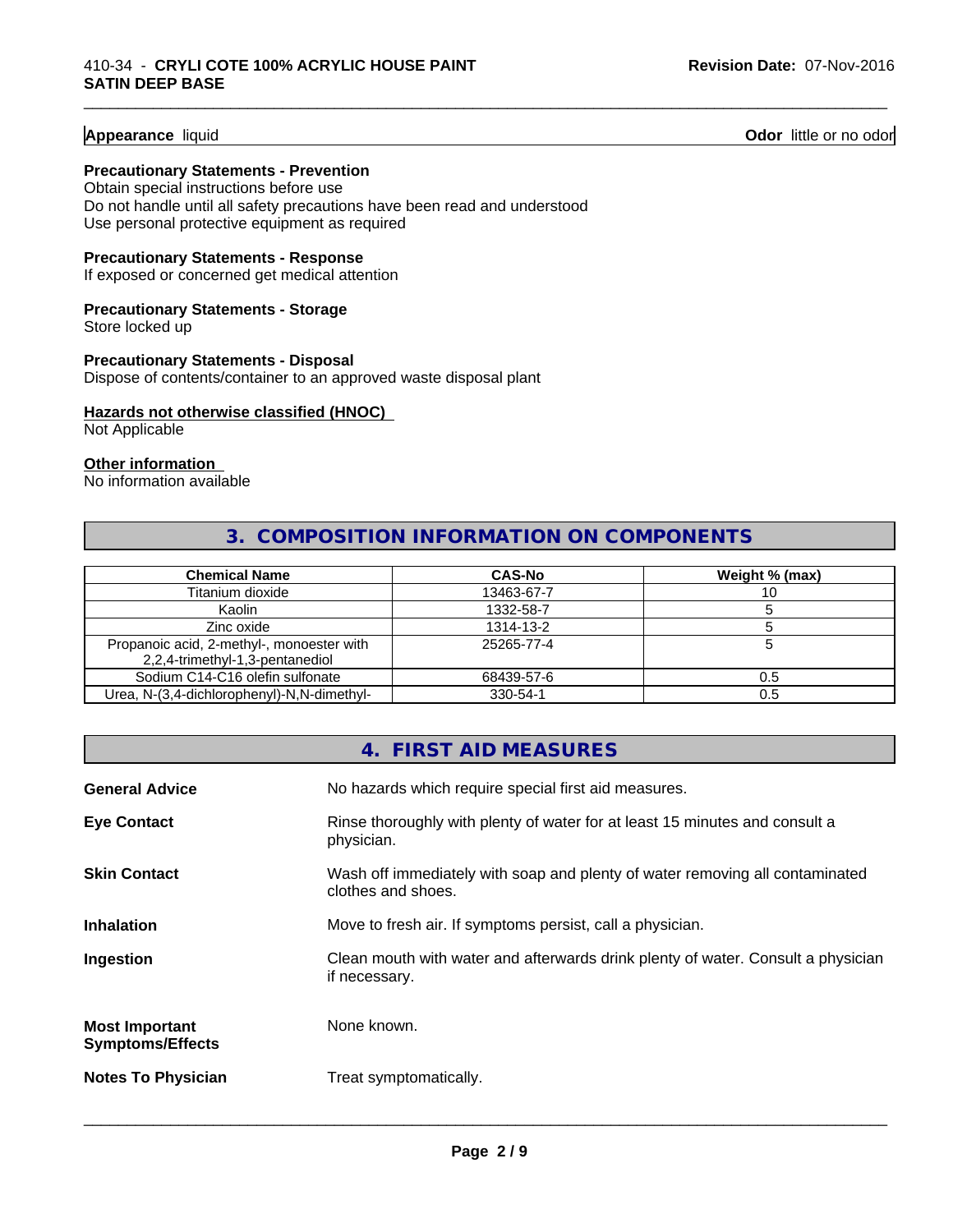**Appearance** liquid **Odor** little or no odor

**Precautionary Statements - Prevention**
Obtain special instructions before use
Do not handle until all safety precautions have been read and understood
Use personal protective equipment as required

**Precautionary Statements - Response**
If exposed or concerned get medical attention

**Precautionary Statements - Storage**
Store locked up

**Precautionary Statements - Disposal**
Dispose of contents/container to an approved waste disposal plant

**Hazards not otherwise classified (HNOC)**
Not Applicable

**Other information**
No information available

## 3. COMPOSITION INFORMATION ON COMPONENTS

| Chemical Name | CAS-No | Weight % (max) |
|---|---|---|
| Titanium dioxide | 13463-67-7 | 10 |
| Kaolin | 1332-58-7 | 5 |
| Zinc oxide | 1314-13-2 | 5 |
| Propanoic acid, 2-methyl-, monoester with 2,2,4-trimethyl-1,3-pentanediol | 25265-77-4 | 5 |
| Sodium C14-C16 olefin sulfonate | 68439-57-6 | 0.5 |
| Urea, N-(3,4-dichlorophenyl)-N,N-dimethyl- | 330-54-1 | 0.5 |

## 4. FIRST AID MEASURES

**General Advice** No hazards which require special first aid measures.

**Eye Contact** Rinse thoroughly with plenty of water for at least 15 minutes and consult a physician.

**Skin Contact** Wash off immediately with soap and plenty of water removing all contaminated clothes and shoes.

**Inhalation** Move to fresh air. If symptoms persist, call a physician.

**Ingestion** Clean mouth with water and afterwards drink plenty of water. Consult a physician if necessary.

**Most Important Symptoms/Effects** None known.

**Notes To Physician** Treat symptomatically.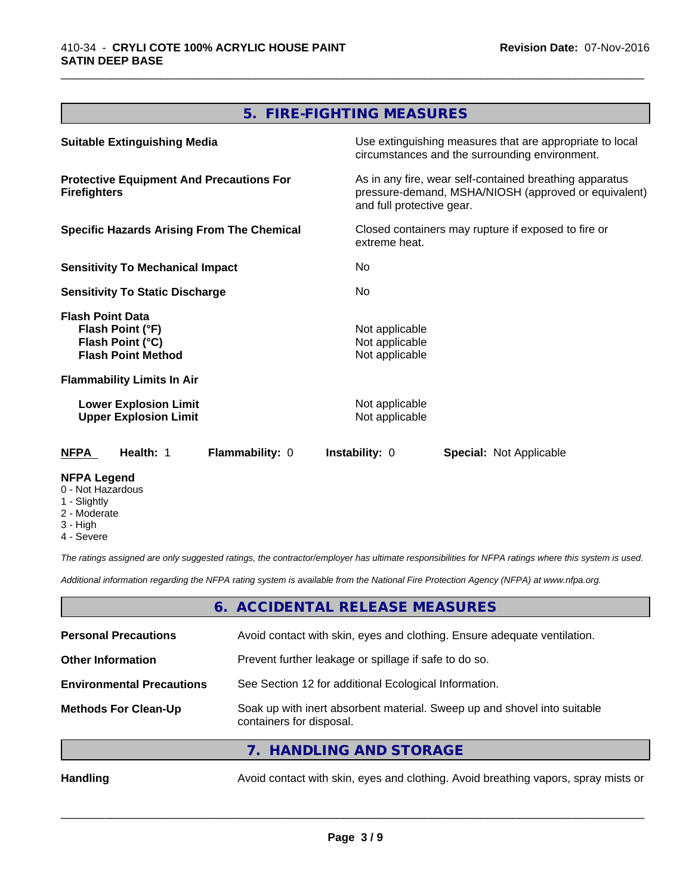## 5. FIRE-FIGHTING MEASURES

| | |
|---|---|
| **Suitable Extinguishing Media** | Use extinguishing measures that are appropriate to local circumstances and the surrounding environment. |
| **Protective Equipment And Precautions For Firefighters** | As in any fire, wear self-contained breathing apparatus pressure-demand, MSHA/NIOSH (approved or equivalent) and full protective gear. |
| **Specific Hazards Arising From The Chemical** | Closed containers may rupture if exposed to fire or extreme heat. |
| **Sensitivity To Mechanical Impact** | No |
| **Sensitivity To Static Discharge** | No |

**Flash Point Data**

| | |
|---|---|
| **Flash Point (°F)** | Not applicable |
| **Flash Point (°C)** | Not applicable |
| **Flash Point Method** | Not applicable |

**Flammability Limits In Air**

| | |
|---|---|
| **Lower Explosion Limit** | Not applicable |
| **Upper Explosion Limit** | Not applicable |

| **NFPA** | **Health:** 1 | **Flammability:** 0 | **Instability:** 0 | **Special:** Not Applicable |
|---|---|---|---|---|

**NFPA Legend**
- 0 - Not Hazardous
- 1 - Slightly
- 2 - Moderate
- 3 - High
- 4 - Severe

*The ratings assigned are only suggested ratings, the contractor/employer has ultimate responsibilities for NFPA ratings where this system is used.*

*Additional information regarding the NFPA rating system is available from the National Fire Protection Agency (NFPA) at www.nfpa.org.*

## 6. ACCIDENTAL RELEASE MEASURES

| | |
|---|---|
| **Personal Precautions** | Avoid contact with skin, eyes and clothing. Ensure adequate ventilation. |
| **Other Information** | Prevent further leakage or spillage if safe to do so. |
| **Environmental Precautions** | See Section 12 for additional Ecological Information. |
| **Methods For Clean-Up** | Soak up with inert absorbent material. Sweep up and shovel into suitable containers for disposal. |

## 7. HANDLING AND STORAGE

| | |
|---|---|
| **Handling** | Avoid contact with skin, eyes and clothing. Avoid breathing vapors, spray mists or |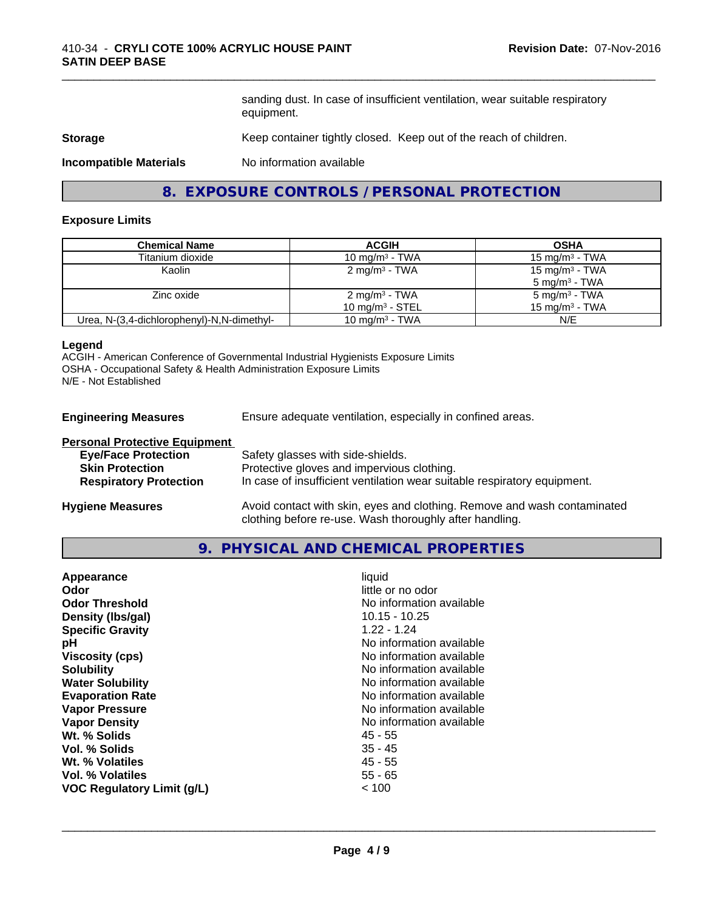sanding dust. In case of insufficient ventilation, wear suitable respiratory equipment.

**Storage** Keep container tightly closed. Keep out of the reach of children.

**Incompatible Materials** No information available

## 8. EXPOSURE CONTROLS / PERSONAL PROTECTION

### Exposure Limits

| Chemical Name | ACGIH | OSHA |
|---|---|---|
| Titanium dioxide | 10 mg/m³ - TWA | 15 mg/m³ - TWA |
| Kaolin | 2 mg/m³ - TWA | 15 mg/m³ - TWA<br>5 mg/m³ - TWA |
| Zinc oxide | 2 mg/m³ - TWA<br>10 mg/m³ - STEL | 5 mg/m³ - TWA<br>15 mg/m³ - TWA |
| Urea, N-(3,4-dichlorophenyl)-N,N-dimethyl- | 10 mg/m³ - TWA | N/E |

**Legend**
ACGIH - American Conference of Governmental Industrial Hygienists Exposure Limits
OSHA - Occupational Safety & Health Administration Exposure Limits
N/E - Not Established

**Engineering Measures** Ensure adequate ventilation, especially in confined areas.

**Personal Protective Equipment**

- **Eye/Face Protection** Safety glasses with side-shields.
- **Skin Protection** Protective gloves and impervious clothing.
- **Respiratory Protection** In case of insufficient ventilation wear suitable respiratory equipment.

**Hygiene Measures** Avoid contact with skin, eyes and clothing. Remove and wash contaminated clothing before re-use. Wash thoroughly after handling.

## 9. PHYSICAL AND CHEMICAL PROPERTIES

| | |
|---|---|
| **Appearance** | liquid |
| **Odor** | little or no odor |
| **Odor Threshold** | No information available |
| **Density (lbs/gal)** | 10.15 - 10.25 |
| **Specific Gravity** | 1.22 - 1.24 |
| **pH** | No information available |
| **Viscosity (cps)** | No information available |
| **Solubility** | No information available |
| **Water Solubility** | No information available |
| **Evaporation Rate** | No information available |
| **Vapor Pressure** | No information available |
| **Vapor Density** | No information available |
| **Wt. % Solids** | 45 - 55 |
| **Vol. % Solids** | 35 - 45 |
| **Wt. % Volatiles** | 45 - 55 |
| **Vol. % Volatiles** | 55 - 65 |
| **VOC Regulatory Limit (g/L)** | < 100 |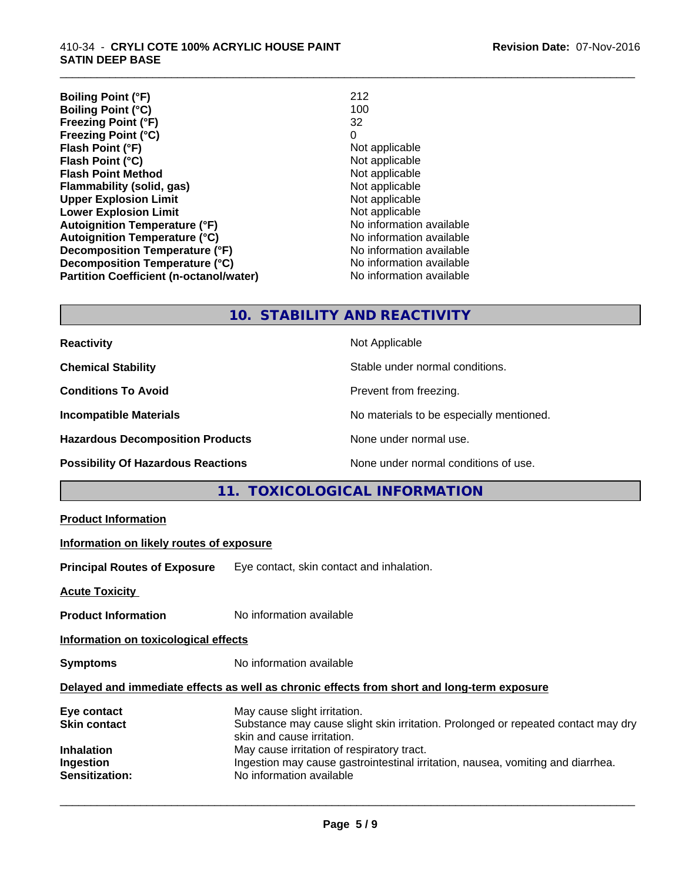| | |
|---|---|
| **Boiling Point (°F)** | 212 |
| **Boiling Point (°C)** | 100 |
| **Freezing Point (°F)** | 32 |
| **Freezing Point (°C)** | 0 |
| **Flash Point (°F)** | Not applicable |
| **Flash Point (°C)** | Not applicable |
| **Flash Point Method** | Not applicable |
| **Flammability (solid, gas)** | Not applicable |
| **Upper Explosion Limit** | Not applicable |
| **Lower Explosion Limit** | Not applicable |
| **Autoignition Temperature (°F)** | No information available |
| **Autoignition Temperature (°C)** | No information available |
| **Decomposition Temperature (°F)** | No information available |
| **Decomposition Temperature (°C)** | No information available |
| **Partition Coefficient (n-octanol/water)** | No information available |

## 10. STABILITY AND REACTIVITY

| | |
|---|---|
| **Reactivity** | Not Applicable |
| **Chemical Stability** | Stable under normal conditions. |
| **Conditions To Avoid** | Prevent from freezing. |
| **Incompatible Materials** | No materials to be especially mentioned. |
| **Hazardous Decomposition Products** | None under normal use. |
| **Possibility Of Hazardous Reactions** | None under normal conditions of use. |

## 11. TOXICOLOGICAL INFORMATION

**Product Information**

**Information on likely routes of exposure**

**Principal Routes of Exposure** Eye contact, skin contact and inhalation.

**Acute Toxicity**

**Product Information** No information available

**Information on toxicological effects**

**Symptoms** No information available

**Delayed and immediate effects as well as chronic effects from short and long-term exposure**

| | |
|---|---|
| **Eye contact** | May cause slight irritation. |
| **Skin contact** | Substance may cause slight skin irritation. Prolonged or repeated contact may dry skin and cause irritation. |
| **Inhalation** | May cause irritation of respiratory tract. |
| **Ingestion** | Ingestion may cause gastrointestinal irritation, nausea, vomiting and diarrhea. |
| **Sensitization:** | No information available |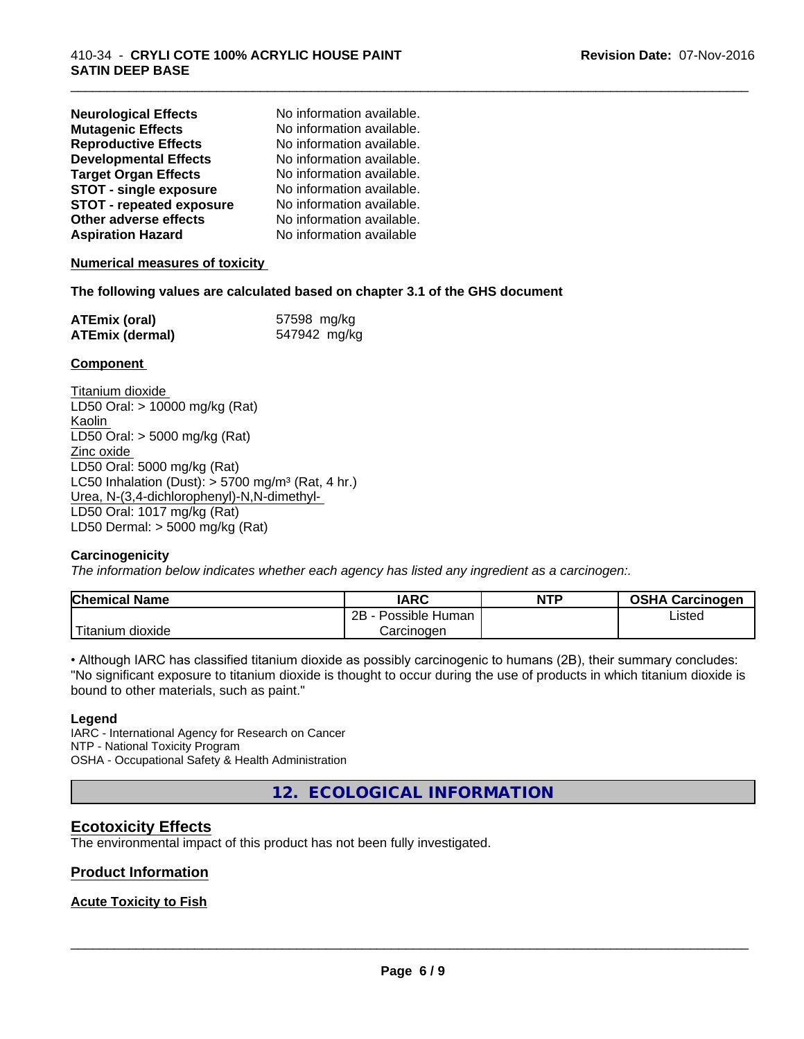| | |
|---|---|
| **Neurological Effects** | No information available. |
| **Mutagenic Effects** | No information available. |
| **Reproductive Effects** | No information available. |
| **Developmental Effects** | No information available. |
| **Target Organ Effects** | No information available. |
| **STOT - single exposure** | No information available. |
| **STOT - repeated exposure** | No information available. |
| **Other adverse effects** | No information available. |
| **Aspiration Hazard** | No information available |

**Numerical measures of toxicity**

**The following values are calculated based on chapter 3.1 of the GHS document**

| | |
|---|---|
| **ATEmix (oral)** | 57598 mg/kg |
| **ATEmix (dermal)** | 547942 mg/kg |

**Component**

Titanium dioxide
LD50 Oral: > 10000 mg/kg (Rat)
Kaolin
LD50 Oral: > 5000 mg/kg (Rat)
Zinc oxide
LD50 Oral: 5000 mg/kg (Rat)
LC50 Inhalation (Dust): > 5700 mg/m³ (Rat, 4 hr.)
Urea, N-(3,4-dichlorophenyl)-N,N-dimethyl-
LD50 Oral: 1017 mg/kg (Rat)
LD50 Dermal: > 5000 mg/kg (Rat)

**Carcinogenicity**

*The information below indicates whether each agency has listed any ingredient as a carcinogen:.*

| Chemical Name | IARC | NTP | OSHA Carcinogen |
|---|---|---|---|
| Titanium dioxide | 2B - Possible Human Carcinogen | | Listed |

• Although IARC has classified titanium dioxide as possibly carcinogenic to humans (2B), their summary concludes: "No significant exposure to titanium dioxide is thought to occur during the use of products in which titanium dioxide is bound to other materials, such as paint."

**Legend**

IARC - International Agency for Research on Cancer
NTP - National Toxicity Program
OSHA - Occupational Safety & Health Administration

## 12. ECOLOGICAL INFORMATION

### Ecotoxicity Effects

The environmental impact of this product has not been fully investigated.

### Product Information

**Acute Toxicity to Fish**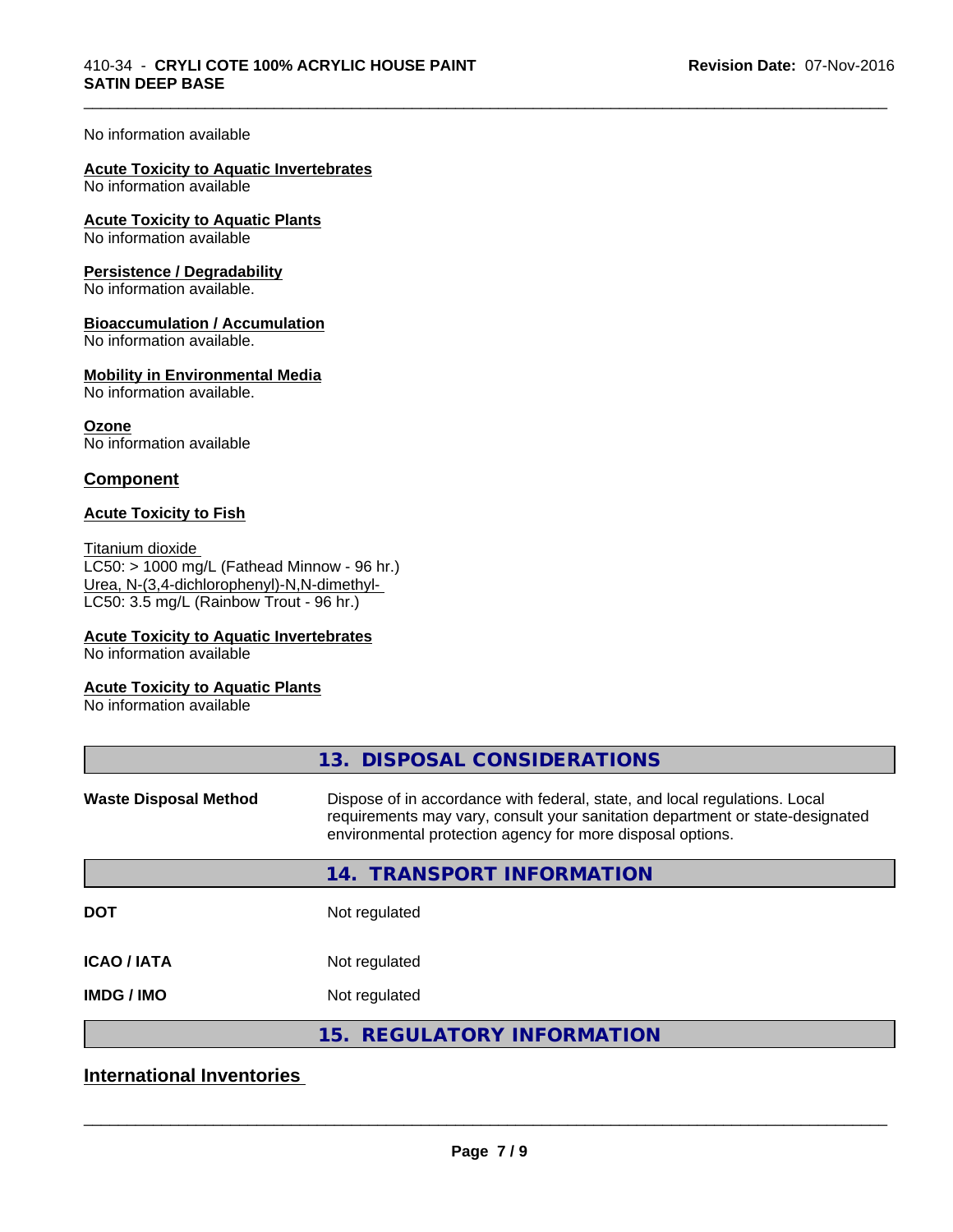No information available

**Acute Toxicity to Aquatic Invertebrates**
No information available

**Acute Toxicity to Aquatic Plants**
No information available

**Persistence / Degradability**
No information available.

**Bioaccumulation / Accumulation**
No information available.

**Mobility in Environmental Media**
No information available.

**Ozone**
No information available

## Component

**Acute Toxicity to Fish**

Titanium dioxide
LC50: > 1000 mg/L (Fathead Minnow - 96 hr.)
Urea, N-(3,4-dichlorophenyl)-N,N-dimethyl-
LC50: 3.5 mg/L (Rainbow Trout - 96 hr.)

**Acute Toxicity to Aquatic Invertebrates**
No information available

**Acute Toxicity to Aquatic Plants**
No information available

## 13. DISPOSAL CONSIDERATIONS

| | |
|---|---|
| **Waste Disposal Method** | Dispose of in accordance with federal, state, and local regulations. Local requirements may vary, consult your sanitation department or state-designated environmental protection agency for more disposal options. |

## 14. TRANSPORT INFORMATION

| | |
|---|---|
| **DOT** | Not regulated |
| **ICAO / IATA** | Not regulated |
| **IMDG / IMO** | Not regulated |

## 15. REGULATORY INFORMATION

## International Inventories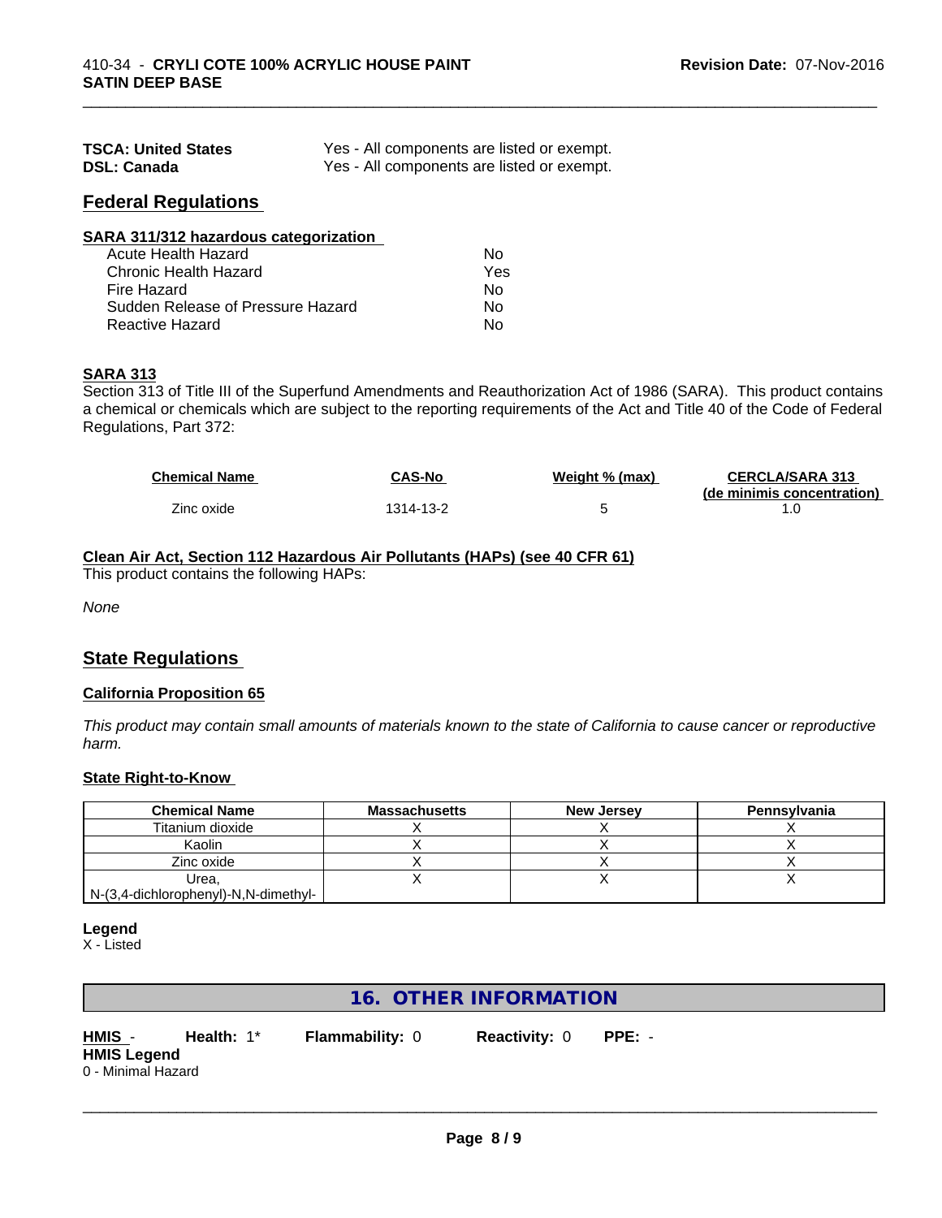| | |
|---|---|
| **TSCA: United States** | Yes - All components are listed or exempt. |
| **DSL: Canada** | Yes - All components are listed or exempt. |

## Federal Regulations

**SARA 311/312 hazardous categorization**

| | |
|---|---|
| Acute Health Hazard | No |
| Chronic Health Hazard | Yes |
| Fire Hazard | No |
| Sudden Release of Pressure Hazard | No |
| Reactive Hazard | No |

**SARA 313**

Section 313 of Title III of the Superfund Amendments and Reauthorization Act of 1986 (SARA). This product contains a chemical or chemicals which are subject to the reporting requirements of the Act and Title 40 of the Code of Federal Regulations, Part 372:

| Chemical Name | CAS-No | Weight % (max) | CERCLA/SARA 313 (de minimis concentration) |
|---|---|---|---|
| Zinc oxide | 1314-13-2 | 5 | 1.0 |

**Clean Air Act, Section 112 Hazardous Air Pollutants (HAPs) (see 40 CFR 61)**

This product contains the following HAPs:

*None*

## State Regulations

**California Proposition 65**

*This product may contain small amounts of materials known to the state of California to cause cancer or reproductive harm.*

**State Right-to-Know**

| Chemical Name | Massachusetts | New Jersey | Pennsylvania |
|---|---|---|---|
| Titanium dioxide | X | X | X |
| Kaolin | X | X | X |
| Zinc oxide | X | X | X |
| Urea, N-(3,4-dichlorophenyl)-N,N-dimethyl- | X | X | X |

**Legend**

X - Listed

# 16. OTHER INFORMATION

**HMIS** - **Health:** 1* **Flammability:** 0 **Reactivity:** 0 **PPE:** -

**HMIS Legend**

0 - Minimal Hazard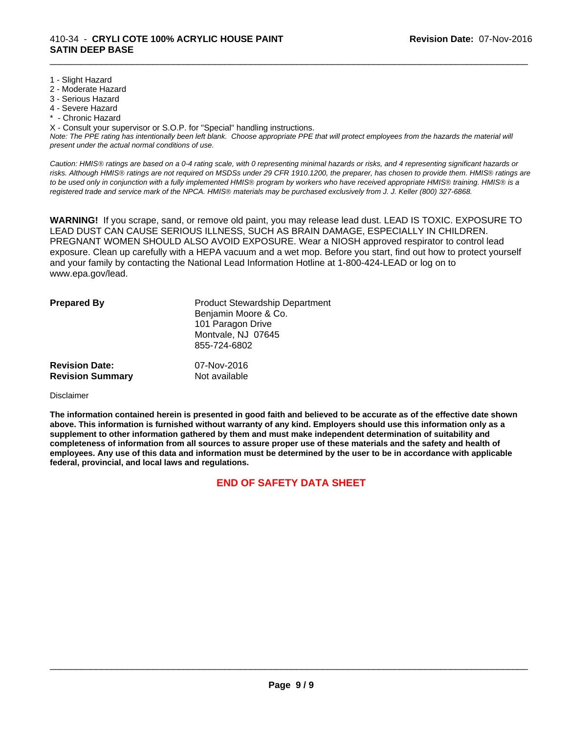1 - Slight Hazard
2 - Moderate Hazard
3 - Serious Hazard
4 - Severe Hazard
* - Chronic Hazard
X - Consult your supervisor or S.O.P. for "Special" handling instructions.

*Note: The PPE rating has intentionally been left blank. Choose appropriate PPE that will protect employees from the hazards the material will present under the actual normal conditions of use.*

*Caution: HMIS® ratings are based on a 0-4 rating scale, with 0 representing minimal hazards or risks, and 4 representing significant hazards or risks. Although HMIS® ratings are not required on MSDSs under 29 CFR 1910.1200, the preparer, has chosen to provide them. HMIS® ratings are to be used only in conjunction with a fully implemented HMIS® program by workers who have received appropriate HMIS® training. HMIS® is a registered trade and service mark of the NPCA. HMIS® materials may be purchased exclusively from J. J. Keller (800) 327-6868.*

**WARNING!** If you scrape, sand, or remove old paint, you may release lead dust. LEAD IS TOXIC. EXPOSURE TO LEAD DUST CAN CAUSE SERIOUS ILLNESS, SUCH AS BRAIN DAMAGE, ESPECIALLY IN CHILDREN. PREGNANT WOMEN SHOULD ALSO AVOID EXPOSURE. Wear a NIOSH approved respirator to control lead exposure. Clean up carefully with a HEPA vacuum and a wet mop. Before you start, find out how to protect yourself and your family by contacting the National Lead Information Hotline at 1-800-424-LEAD or log on to www.epa.gov/lead.

| | |
|---|---|
| **Prepared By** | Product Stewardship Department<br>Benjamin Moore & Co.<br>101 Paragon Drive<br>Montvale, NJ 07645<br>855-724-6802 |
| **Revision Date:** | 07-Nov-2016 |
| **Revision Summary** | Not available |

Disclaimer

**The information contained herein is presented in good faith and believed to be accurate as of the effective date shown above. This information is furnished without warranty of any kind. Employers should use this information only as a supplement to other information gathered by them and must make independent determination of suitability and completeness of information from all sources to assure proper use of these materials and the safety and health of employees. Any use of this data and information must be determined by the user to be in accordance with applicable federal, provincial, and local laws and regulations.**

**END OF SAFETY DATA SHEET**